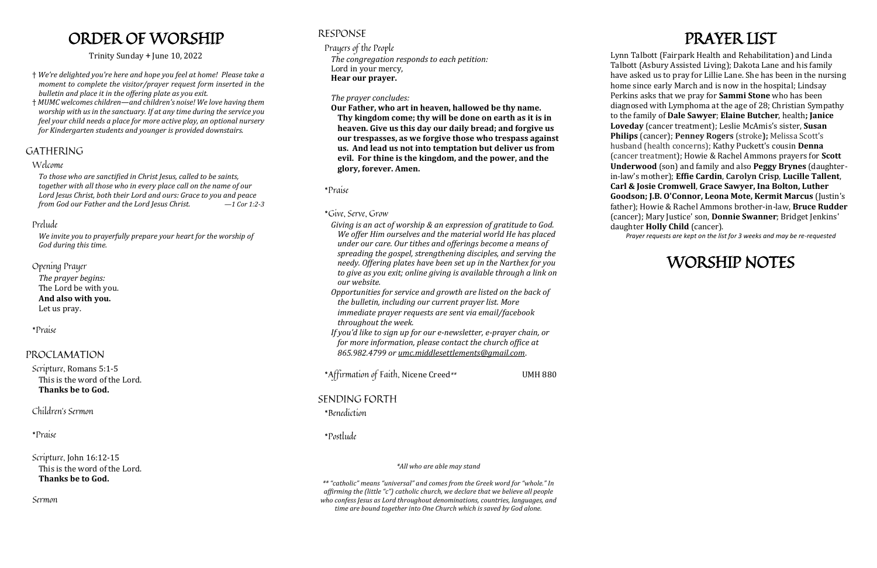# ORDER OF WORSHIP

Trinity Sunday + June 10, 2022

† *We're delighted you're here and hope you feel at home! Please take a moment to complete the visitor/prayer request form inserted in the bulletin and place it in the offering plate as you exit.*

† *MUMC welcomes children—and children's noise! We love having them worship with us in the sanctuary. If at any time during the service you feel your child needs a place for more active play, an optional nursery for Kindergarten students and younger is provided downstairs.*

## GATHERING

### Welcome

*To those who are sanctified in Christ Jesus, called to be saints, together with all those who in every place call on the name of our Lord Jesus Christ, both their Lord and ours: Grace to you and peace from God our Father and the Lord Jesus Christ.* —*1 Cor 1:2-3*

### Prelude

*We invite you to prayerfully prepare your heart for the worship of God during this time.*

### Opening Prayer

*The prayer begins:*
The Lord be with you.
**And also with you.**
Let us pray.

*Praise

## PROCLAMATION

Scripture, Romans 5:1-5
This is the word of the Lord.
**Thanks be to God.**

Children's Sermon

*Praise

Scripture, John 16:12-15
This is the word of the Lord.
**Thanks be to God.**

Sermon

## RESPONSE

### Prayers of the People

*The congregation responds to each petition:*
Lord in your mercy,
**Hear our prayer.**

*The prayer concludes:*
**Our Father, who art in heaven, hallowed be thy name. Thy kingdom come; thy will be done on earth as it is in heaven. Give us this day our daily bread; and forgive us our trespasses, as we forgive those who trespass against us. And lead us not into temptation but deliver us from evil. For thine is the kingdom, and the power, and the glory, forever. Amen.**

*Praise

*Give, Serve, Grow

*Giving is an act of worship & an expression of gratitude to God. We offer Him ourselves and the material world He has placed under our care. Our tithes and offerings become a means of spreading the gospel, strengthening disciples, and serving the needy. Offering plates have been set up in the Narthex for you to give as you exit; online giving is available through a link on our website.*

*Opportunities for service and growth are listed on the back of the bulletin, including our current prayer list. More immediate prayer requests are sent via email/facebook throughout the week.*

*If you'd like to sign up for our e-newsletter, e-prayer chain, or for more information, please contact the church office at 865.982.4799 or umc.middlesettlements@gmail.com.*

*Affirmation of Faith, Nicene Creed** UMH 880

## SENDING FORTH

*Benediction

*Postlude

*\*All who are able may stand*

*\*\* "catholic" means "universal" and comes from the Greek word for "whole." In affirming the (little "c") catholic church, we declare that we believe all people who confess Jesus as Lord throughout denominations, countries, languages, and time are bound together into One Church which is saved by God alone.*

# PRAYER LIST

Lynn Talbott (Fairpark Health and Rehabilitation) and Linda Talbott (Asbury Assisted Living); Dakota Lane and his family have asked us to pray for Lillie Lane. She has been in the nursing home since early March and is now in the hospital; Lindsay Perkins asks that we pray for **Sammi Stone** who has been diagnosed with Lymphoma at the age of 28; Christian Sympathy to the family of **Dale Sawyer**; **Elaine Butcher**, health**; Janice Loveday** (cancer treatment); Leslie McAmis's sister, **Susan Philips** (cancer); **Penney Rogers** (stroke**);** Melissa Scott's husband (health concerns); Kathy Puckett's cousin **Denna** (cancer treatment); Howie & Rachel Ammons prayers for **Scott Underwood** (son) and family and also **Peggy Brynes** (daughter-in-law's mother); **Effie Cardin**, **Carolyn Crisp**, **Lucille Tallent**, **Carl & Josie Cromwell**, **Grace Sawyer, Ina Bolton, Luther Goodson; J.B. O'Connor, Leona Mote, Kermit Marcus** (Justin's father); Howie & Rachel Ammons brother-in-law, **Bruce Rudder** (cancer); Mary Justice' son, **Donnie Swanner**; Bridget Jenkins' daughter **Holly Child** (cancer).

*Prayer requests are kept on the list for 3 weeks and may be re-requested*

# WORSHIP NOTES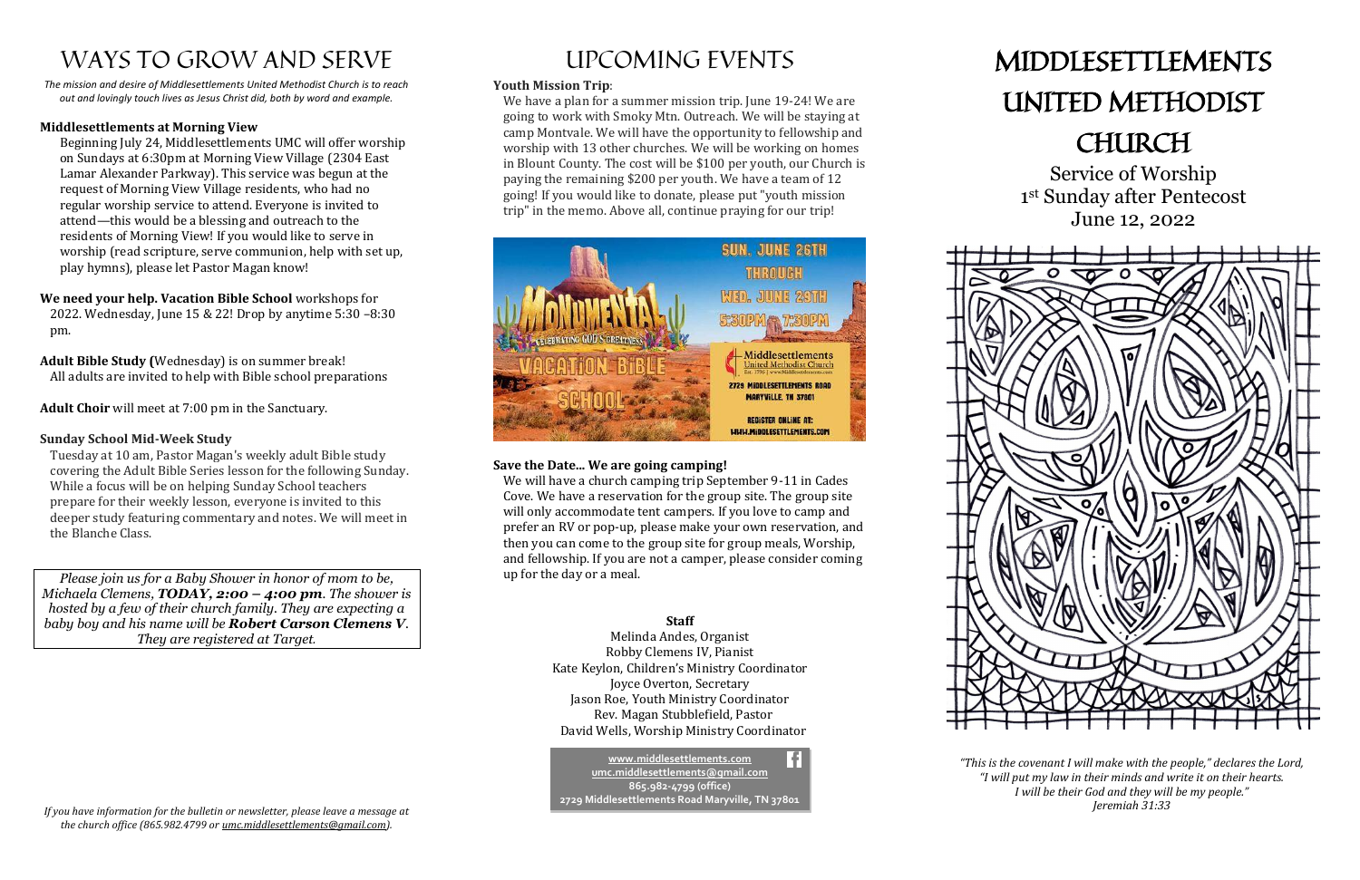# WAYS TO GROW AND SERVE

*The mission and desire of Middlesettlements United Methodist Church is to reach out and lovingly touch lives as Jesus Christ did, both by word and example.*

**Middlesettlements at Morning View**

Beginning July 24, Middlesettlements UMC will offer worship on Sundays at 6:30pm at Morning View Village (2304 East Lamar Alexander Parkway). This service was begun at the request of Morning View Village residents, who had no regular worship service to attend. Everyone is invited to attend—this would be a blessing and outreach to the residents of Morning View! If you would like to serve in worship (read scripture, serve communion, help with set up, play hymns), please let Pastor Magan know!

**We need your help. Vacation Bible School** workshops for 2022. Wednesday, June 15 & 22! Drop by anytime 5:30 –8:30 pm.

**Adult Bible Study (**Wednesday) is on summer break! All adults are invited to help with Bible school preparations

**Adult Choir** will meet at 7:00 pm in the Sanctuary.

**Sunday School Mid-Week Study**

Tuesday at 10 am, Pastor Magan's weekly adult Bible study covering the Adult Bible Series lesson for the following Sunday. While a focus will be on helping Sunday School teachers prepare for their weekly lesson, everyone is invited to this deeper study featuring commentary and notes. We will meet in the Blanche Class.

*Please join us for a Baby Shower in honor of mom to be, Michaela Clemens, **TODAY, 2:00 – 4:00 pm**. The shower is hosted by a few of their church family. They are expecting a baby boy and his name will be **Robert Carson Clemens V**. They are registered at Target.*

*If you have information for the bulletin or newsletter, please leave a message at the church office (865.982.4799 or umc.middlesettlements@gmail.com).*

# UPCOMING EVENTS

**Youth Mission Trip**:

We have a plan for a summer mission trip. June 19-24! We are going to work with Smoky Mtn. Outreach. We will be staying at camp Montvale. We will have the opportunity to fellowship and worship with 13 other churches. We will be working on homes in Blount County. The cost will be $100 per youth, our Church is paying the remaining $200 per youth. We have a team of 12 going! If you would like to donate, please put "youth mission trip" in the memo. Above all, continue praying for our trip!

MONUMENTAL
CELEBRATING GOD'S GREATNESS
VACATION BIBLE SCHOOL
SUN. JUNE 26TH THROUGH WED. JUNE 29TH
5:30PM TO 7:30PM
Middlesettlements United Methodist Church
Est. 1796 | www.Middlesettlements.com
2729 MIDDLESETTLEMENTS ROAD MARYVILLE, TN 37801
REGISTER ONLINE AT: WWW.MIDDLESETTLEMENTS.COM

**Save the Date... We are going camping!**

We will have a church camping trip September 9-11 in Cades Cove. We have a reservation for the group site. The group site will only accommodate tent campers. If you love to camp and prefer an RV or pop-up, please make your own reservation, and then you can come to the group site for group meals, Worship, and fellowship. If you are not a camper, please consider coming up for the day or a meal.

**Staff**

Melinda Andes, Organist
Robby Clemens IV, Pianist
Kate Keylon, Children's Ministry Coordinator
Joyce Overton, Secretary
Jason Roe, Youth Ministry Coordinator
Rev. Magan Stubblefield, Pastor
David Wells, Worship Ministry Coordinator

**www.middlesettlements.com**
**umc.middlesettlements@gmail.com**
**865.982-4799 (office)**
**2729 Middlesettlements Road Maryville, TN 37801**

# MIDDLESETTLEMENTS UNITED METHODIST CHURCH

Service of Worship
1st Sunday after Pentecost
June 12, 2022

*"This is the covenant I will make with the people," declares the Lord, "I will put my law in their minds and write it on their hearts. I will be their God and they will be my people." Jeremiah 31:33*